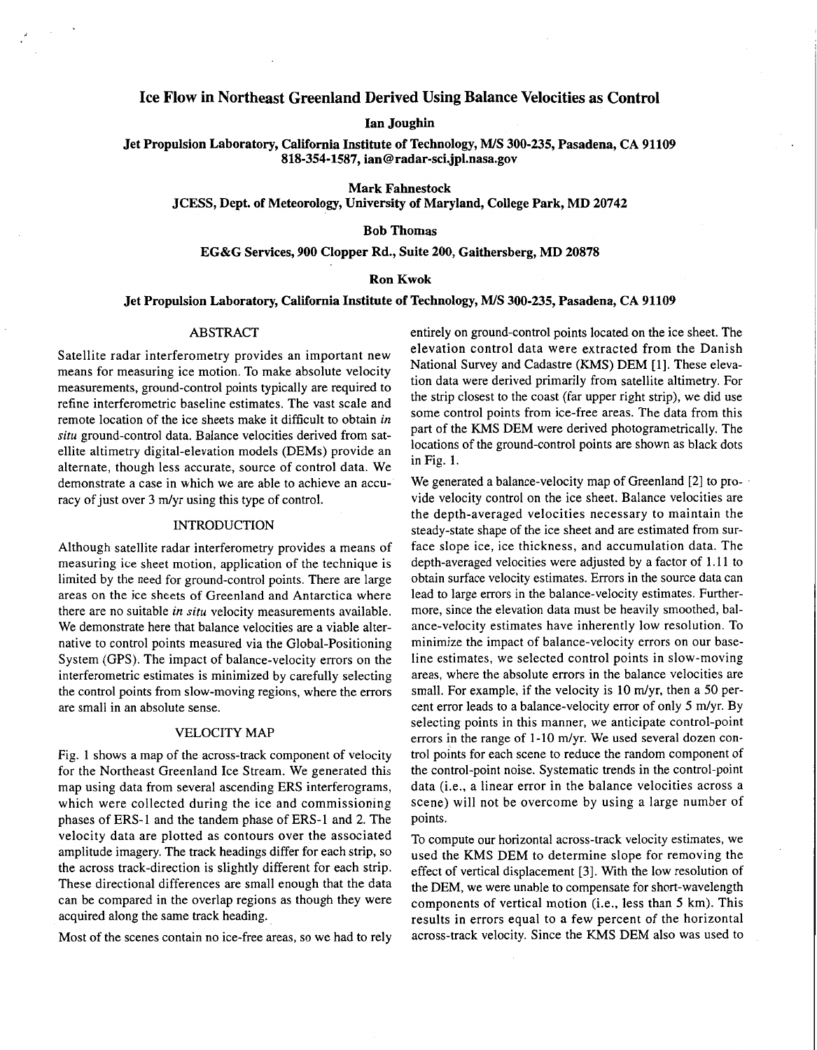# Ice Flow in Northeast Greenland Derived Using Balance Velocities as Control

**Ian Joughin**

**Jet Propulsion Laboratory, California Institute of Technology, M/S 300-235, Pasadena, CA 91109**
**818-354-1587, ian@radar-sci.jpl.nasa.gov**

**Mark Fahnestock**

**JCESS, Dept. of Meteorology, University of Maryland, College Park, MD 20742**

**Bob Thomas**

**EG&G Services, 900 Clopper Rd., Suite 200, Gaithersberg, MD 20878**

**Ron Kwok**

**Jet Propulsion Laboratory, California Institute of Technology, M/S 300-235, Pasadena, CA 91109**

## ABSTRACT

Satellite radar interferometry provides an important new means for measuring ice motion. To make absolute velocity measurements, ground-control points typically are required to refine interferometric baseline estimates. The vast scale and remote location of the ice sheets make it difficult to obtain *in situ* ground-control data. Balance velocities derived from satellite altimetry digital-elevation models (DEMs) provide an alternate, though less accurate, source of control data. We demonstrate a case in which we are able to achieve an accuracy of just over 3 m/yr using this type of control.

## INTRODUCTION

Although satellite radar interferometry provides a means of measuring ice sheet motion, application of the technique is limited by the need for ground-control points. There are large areas on the ice sheets of Greenland and Antarctica where there are no suitable *in situ* velocity measurements available. We demonstrate here that balance velocities are a viable alternative to control points measured via the Global-Positioning System (GPS). The impact of balance-velocity errors on the interferometric estimates is minimized by carefully selecting the control points from slow-moving regions, where the errors are small in an absolute sense.

## VELOCITY MAP

Fig. 1 shows a map of the across-track component of velocity for the Northeast Greenland Ice Stream. We generated this map using data from several ascending ERS interferograms, which were collected during the ice and commissioning phases of ERS-1 and the tandem phase of ERS-1 and 2. The velocity data are plotted as contours over the associated amplitude imagery. The track headings differ for each strip, so the across track-direction is slightly different for each strip. These directional differences are small enough that the data can be compared in the overlap regions as though they were acquired along the same track heading.

Most of the scenes contain no ice-free areas, so we had to rely entirely on ground-control points located on the ice sheet. The elevation control data were extracted from the Danish National Survey and Cadastre (KMS) DEM [1]. These elevation data were derived primarily from satellite altimetry. For the strip closest to the coast (far upper right strip), we did use some control points from ice-free areas. The data from this part of the KMS DEM were derived photogrametrically. The locations of the ground-control points are shown as black dots in Fig. 1.

We generated a balance-velocity map of Greenland [2] to provide velocity control on the ice sheet. Balance velocities are the depth-averaged velocities necessary to maintain the steady-state shape of the ice sheet and are estimated from surface slope ice, ice thickness, and accumulation data. The depth-averaged velocities were adjusted by a factor of 1.11 to obtain surface velocity estimates. Errors in the source data can lead to large errors in the balance-velocity estimates. Furthermore, since the elevation data must be heavily smoothed, balance-velocity estimates have inherently low resolution. To minimize the impact of balance-velocity errors on our baseline estimates, we selected control points in slow-moving areas, where the absolute errors in the balance velocities are small. For example, if the velocity is 10 m/yr, then a 50 percent error leads to a balance-velocity error of only 5 m/yr. By selecting points in this manner, we anticipate control-point errors in the range of 1-10 m/yr. We used several dozen control points for each scene to reduce the random component of the control-point noise. Systematic trends in the control-point data (i.e., a linear error in the balance velocities across a scene) will not be overcome by using a large number of points.

To compute our horizontal across-track velocity estimates, we used the KMS DEM to determine slope for removing the effect of vertical displacement [3]. With the low resolution of the DEM, we were unable to compensate for short-wavelength components of vertical motion (i.e., less than 5 km). This results in errors equal to a few percent of the horizontal across-track velocity. Since the KMS DEM also was used to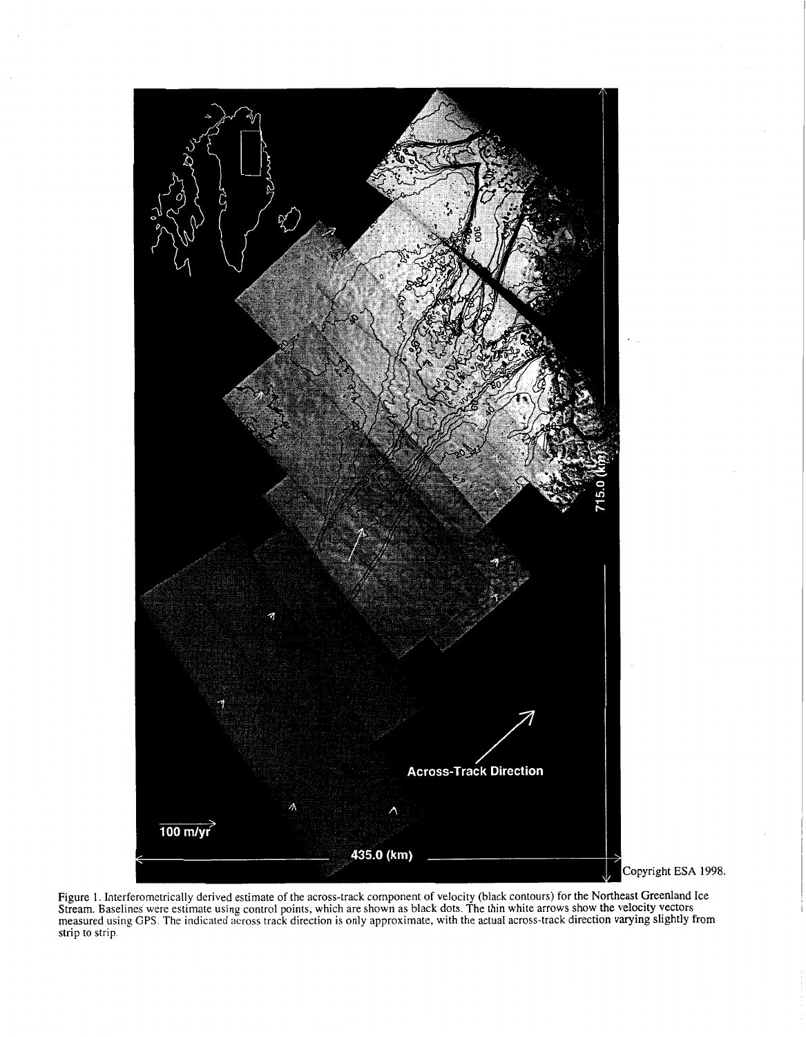Across-Track Direction

100 m/yr

435.0 (km)

715.0 (km)

Copyright ESA 1998.

Figure 1. Interferometrically derived estimate of the across-track component of velocity (black contours) for the Northeast Greenland Ice Stream. Baselines were estimate using control points, which are shown as black dots. The thin white arrows show the velocity vectors measured using GPS. The indicated across track direction is only approximate, with the actual across-track direction varying slightly from strip to strip.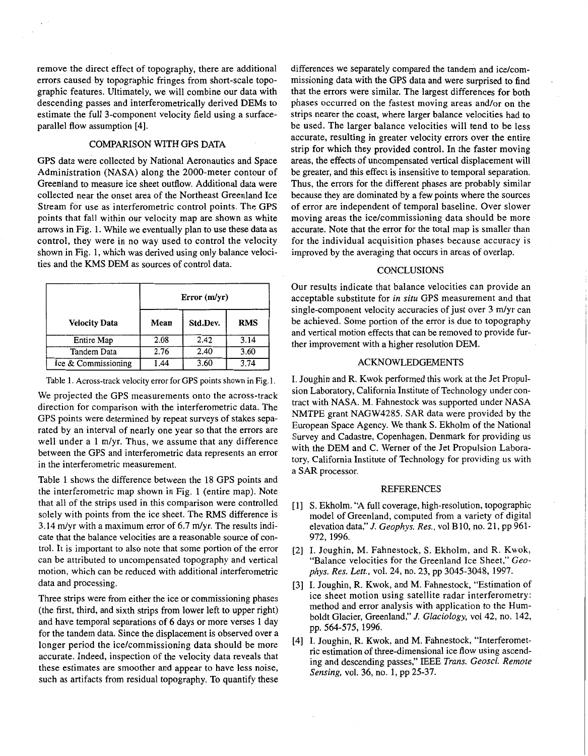remove the direct effect of topography, there are additional errors caused by topographic fringes from short-scale topographic features. Ultimately, we will combine our data with descending passes and interferometrically derived DEMs to estimate the full 3-component velocity field using a surface-parallel flow assumption [4].

## COMPARISON WITH GPS DATA

GPS data were collected by National Aeronautics and Space Administration (NASA) along the 2000-meter contour of Greenland to measure ice sheet outflow. Additional data were collected near the onset area of the Northeast Greenland Ice Stream for use as interferometric control points. The GPS points that fall within our velocity map are shown as white arrows in Fig. 1. While we eventually plan to use these data as control, they were in no way used to control the velocity shown in Fig. 1, which was derived using only balance velocities and the KMS DEM as sources of control data.

| | Error (m/yr) | | |
|---|---|---|---|
| **Velocity Data** | **Mean** | **Std.Dev.** | **RMS** |
| Entire Map | 2.08 | 2.42 | 3.14 |
| Tandem Data | 2.76 | 2.40 | 3.60 |
| Ice & Commissioning | 1.44 | 3.60 | 3.74 |

Table 1. Across-track velocity error for GPS points shown in Fig.1.

We projected the GPS measurements onto the across-track direction for comparison with the interferometric data. The GPS points were determined by repeat surveys of stakes separated by an interval of nearly one year so that the errors are well under a 1 m/yr. Thus, we assume that any difference between the GPS and interferometric data represents an error in the interferometric measurement.

Table 1 shows the difference between the 18 GPS points and the interferometric map shown in Fig. 1 (entire map). Note that all of the strips used in this comparison were controlled solely with points from the ice sheet. The RMS difference is 3.14 m/yr with a maximum error of 6.7 m/yr. The results indicate that the balance velocities are a reasonable source of control. It is important to also note that some portion of the error can be attributed to uncompensated topography and vertical motion, which can be reduced with additional interferometric data and processing.

Three strips were from either the ice or commissioning phases (the first, third, and sixth strips from lower left to upper right) and have temporal separations of 6 days or more verses 1 day for the tandem data. Since the displacement is observed over a longer period the ice/commissioning data should be more accurate. Indeed, inspection of the velocity data reveals that these estimates are smoother and appear to have less noise, such as artifacts from residual topography. To quantify these differences we separately compared the tandem and ice/commissioning data with the GPS data and were surprised to find that the errors were similar. The largest differences for both phases occurred on the fastest moving areas and/or on the strips nearer the coast, where larger balance velocities had to be used. The larger balance velocities will tend to be less accurate, resulting in greater velocity errors over the entire strip for which they provided control. In the faster moving areas, the effects of uncompensated vertical displacement will be greater, and this effect is insensitive to temporal separation. Thus, the errors for the different phases are probably similar because they are dominated by a few points where the sources of error are independent of temporal baseline. Over slower moving areas the ice/commissioning data should be more accurate. Note that the error for the total map is smaller than for the individual acquisition phases because accuracy is improved by the averaging that occurs in areas of overlap.

## CONCLUSIONS

Our results indicate that balance velocities can provide an acceptable substitute for *in situ* GPS measurement and that single-component velocity accuracies of just over 3 m/yr can be achieved. Some portion of the error is due to topography and vertical motion effects that can be removed to provide further improvement with a higher resolution DEM.

## ACKNOWLEDGEMENTS

I. Joughin and R. Kwok performed this work at the Jet Propulsion Laboratory, California Institute of Technology under contract with NASA. M. Fahnestock was supported under NASA NMTPE grant NAGW4285. SAR data were provided by the European Space Agency. We thank S. Ekholm of the National Survey and Cadastre, Copenhagen, Denmark for providing us with the DEM and C. Werner of the Jet Propulsion Laboratory, California Institute of Technology for providing us with a SAR processor.

## REFERENCES

[1] S. Ekholm, "A full coverage, high-resolution, topographic model of Greenland, computed from a variety of digital elevation data," *J. Geophys. Res.*, vol B10, no. 21, pp 961-972, 1996.

[2] I. Joughin, M. Fahnestock, S. Ekholm, and R. Kwok, "Balance velocities for the Greenland Ice Sheet," *Geophys. Res. Lett.*, vol. 24, no. 23, pp 3045-3048, 1997.

[3] I. Joughin, R. Kwok, and M. Fahnestock, "Estimation of ice sheet motion using satellite radar interferometry: method and error analysis with application to the Humboldt Glacier, Greenland," *J. Glaciology*, vol 42, no. 142, pp. 564-575, 1996.

[4] I. Joughin, R. Kwok, and M. Fahnestock, "Interferometric estimation of three-dimensional ice flow using ascending and descending passes," IEEE *Trans. Geosci. Remote Sensing*, vol. 36, no. 1, pp 25-37.